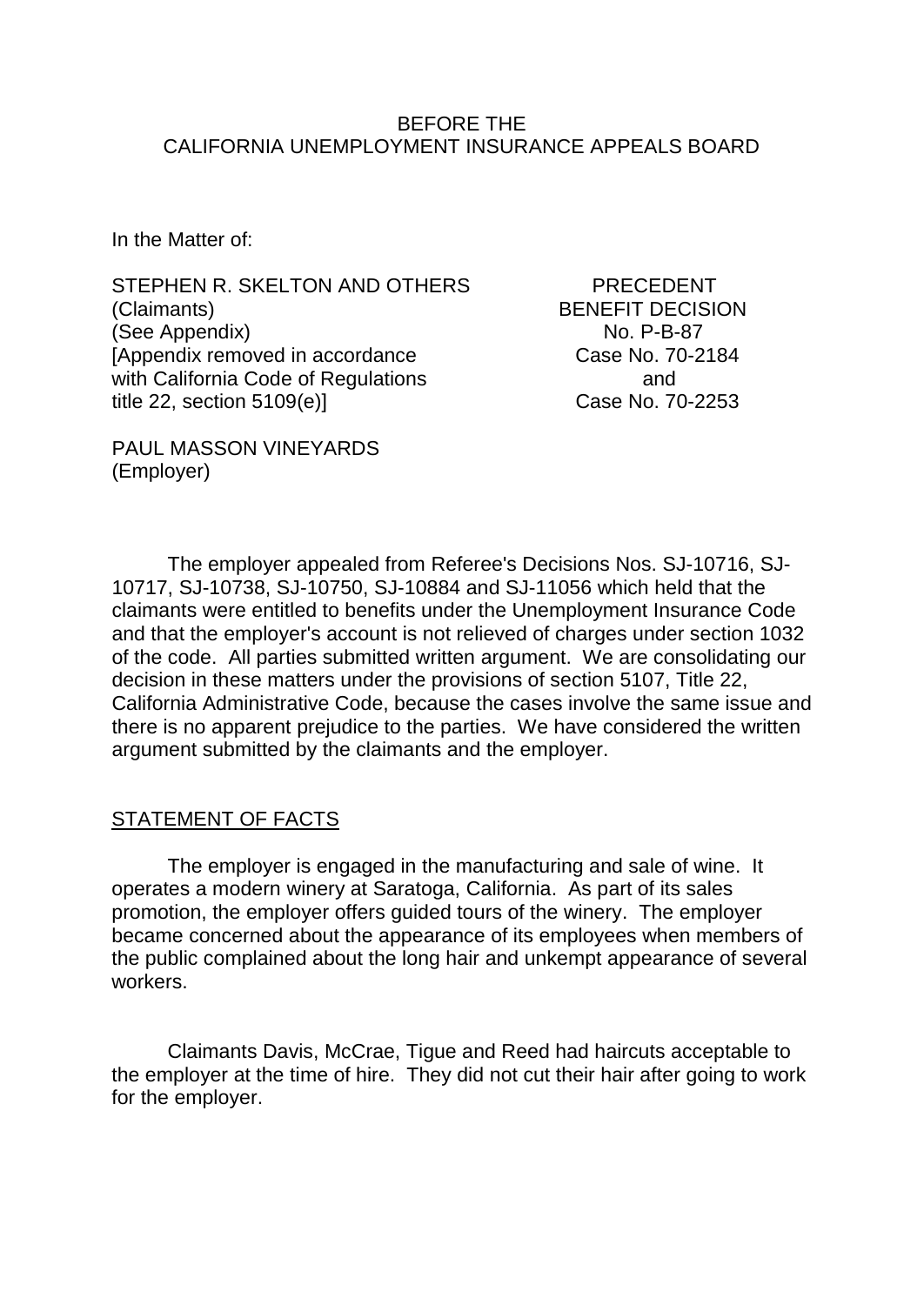BEFORE THE
CALIFORNIA UNEMPLOYMENT INSURANCE APPEALS BOARD

In the Matter of:

STEPHEN R. SKELTON AND OTHERS
(Claimants)
(See Appendix)
[Appendix removed in accordance with California Code of Regulations title 22, section 5109(e)]

PAUL MASSON VINEYARDS
(Employer)

PRECEDENT
BENEFIT DECISION
No. P-B-87
Case No. 70-2184
and
Case No. 70-2253

The employer appealed from Referee's Decisions Nos. SJ-10716, SJ-10717, SJ-10738, SJ-10750, SJ-10884 and SJ-11056 which held that the claimants were entitled to benefits under the Unemployment Insurance Code and that the employer's account is not relieved of charges under section 1032 of the code. All parties submitted written argument. We are consolidating our decision in these matters under the provisions of section 5107, Title 22, California Administrative Code, because the cases involve the same issue and there is no apparent prejudice to the parties. We have considered the written argument submitted by the claimants and the employer.

## STATEMENT OF FACTS

The employer is engaged in the manufacturing and sale of wine. It operates a modern winery at Saratoga, California. As part of its sales promotion, the employer offers guided tours of the winery. The employer became concerned about the appearance of its employees when members of the public complained about the long hair and unkempt appearance of several workers.

Claimants Davis, McCrae, Tigue and Reed had haircuts acceptable to the employer at the time of hire. They did not cut their hair after going to work for the employer.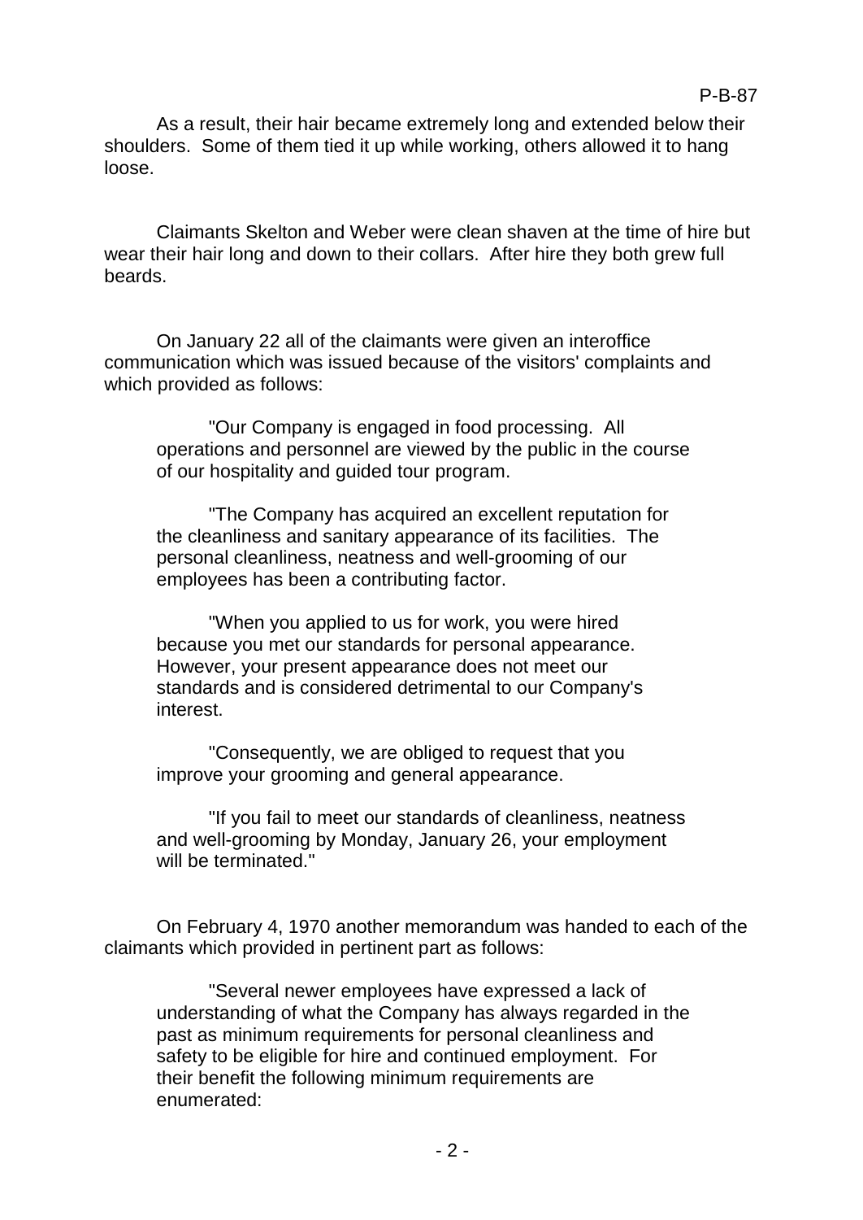As a result, their hair became extremely long and extended below their shoulders. Some of them tied it up while working, others allowed it to hang loose.

Claimants Skelton and Weber were clean shaven at the time of hire but wear their hair long and down to their collars. After hire they both grew full beards.

On January 22 all of the claimants were given an interoffice communication which was issued because of the visitors' complaints and which provided as follows:

> "Our Company is engaged in food processing. All operations and personnel are viewed by the public in the course of our hospitality and guided tour program.
>
> "The Company has acquired an excellent reputation for the cleanliness and sanitary appearance of its facilities. The personal cleanliness, neatness and well-grooming of our employees has been a contributing factor.
>
> "When you applied to us for work, you were hired because you met our standards for personal appearance. However, your present appearance does not meet our standards and is considered detrimental to our Company's interest.
>
> "Consequently, we are obliged to request that you improve your grooming and general appearance.
>
> "If you fail to meet our standards of cleanliness, neatness and well-grooming by Monday, January 26, your employment will be terminated."

On February 4, 1970 another memorandum was handed to each of the claimants which provided in pertinent part as follows:

> "Several newer employees have expressed a lack of understanding of what the Company has always regarded in the past as minimum requirements for personal cleanliness and safety to be eligible for hire and continued employment. For their benefit the following minimum requirements are enumerated: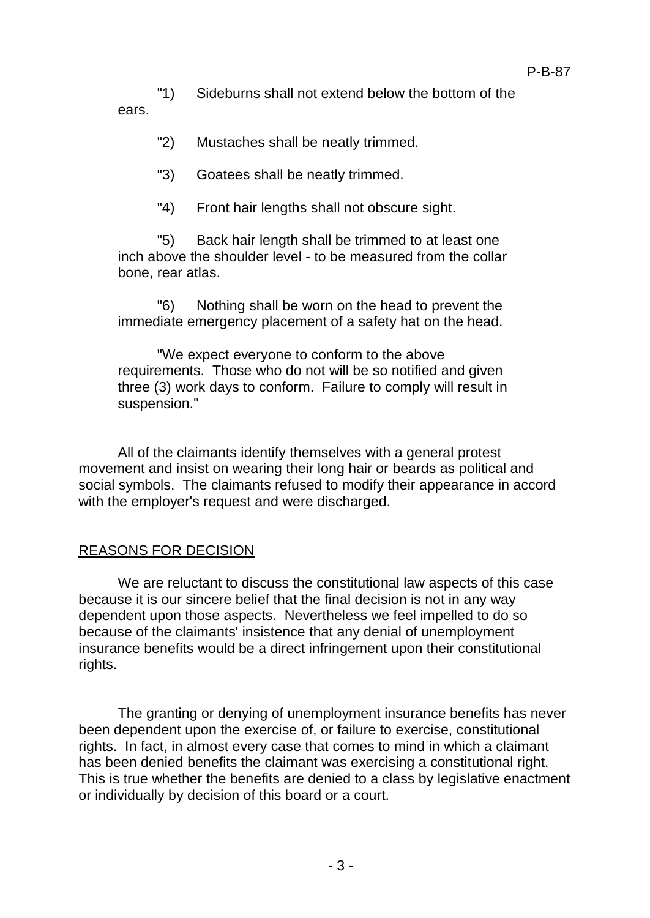"1) Sideburns shall not extend below the bottom of the ears.

"2) Mustaches shall be neatly trimmed.

"3) Goatees shall be neatly trimmed.

"4) Front hair lengths shall not obscure sight.

"5) Back hair length shall be trimmed to at least one inch above the shoulder level - to be measured from the collar bone, rear atlas.

"6) Nothing shall be worn on the head to prevent the immediate emergency placement of a safety hat on the head.

"We expect everyone to conform to the above requirements. Those who do not will be so notified and given three (3) work days to conform. Failure to comply will result in suspension."

All of the claimants identify themselves with a general protest movement and insist on wearing their long hair or beards as political and social symbols. The claimants refused to modify their appearance in accord with the employer's request and were discharged.

## REASONS FOR DECISION

We are reluctant to discuss the constitutional law aspects of this case because it is our sincere belief that the final decision is not in any way dependent upon those aspects. Nevertheless we feel impelled to do so because of the claimants' insistence that any denial of unemployment insurance benefits would be a direct infringement upon their constitutional rights.

The granting or denying of unemployment insurance benefits has never been dependent upon the exercise of, or failure to exercise, constitutional rights. In fact, in almost every case that comes to mind in which a claimant has been denied benefits the claimant was exercising a constitutional right. This is true whether the benefits are denied to a class by legislative enactment or individually by decision of this board or a court.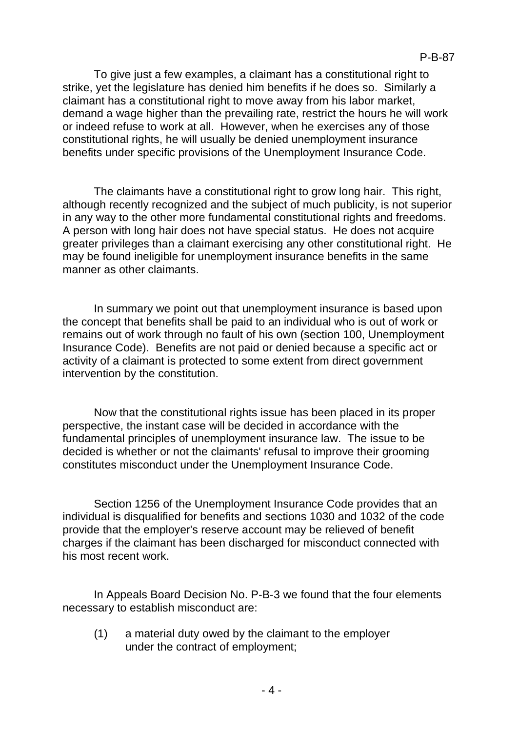To give just a few examples, a claimant has a constitutional right to strike, yet the legislature has denied him benefits if he does so. Similarly a claimant has a constitutional right to move away from his labor market, demand a wage higher than the prevailing rate, restrict the hours he will work or indeed refuse to work at all. However, when he exercises any of those constitutional rights, he will usually be denied unemployment insurance benefits under specific provisions of the Unemployment Insurance Code.

The claimants have a constitutional right to grow long hair. This right, although recently recognized and the subject of much publicity, is not superior in any way to the other more fundamental constitutional rights and freedoms. A person with long hair does not have special status. He does not acquire greater privileges than a claimant exercising any other constitutional right. He may be found ineligible for unemployment insurance benefits in the same manner as other claimants.

In summary we point out that unemployment insurance is based upon the concept that benefits shall be paid to an individual who is out of work or remains out of work through no fault of his own (section 100, Unemployment Insurance Code). Benefits are not paid or denied because a specific act or activity of a claimant is protected to some extent from direct government intervention by the constitution.

Now that the constitutional rights issue has been placed in its proper perspective, the instant case will be decided in accordance with the fundamental principles of unemployment insurance law. The issue to be decided is whether or not the claimants' refusal to improve their grooming constitutes misconduct under the Unemployment Insurance Code.

Section 1256 of the Unemployment Insurance Code provides that an individual is disqualified for benefits and sections 1030 and 1032 of the code provide that the employer's reserve account may be relieved of benefit charges if the claimant has been discharged for misconduct connected with his most recent work.

In Appeals Board Decision No. P-B-3 we found that the four elements necessary to establish misconduct are:

(1) a material duty owed by the claimant to the employer under the contract of employment;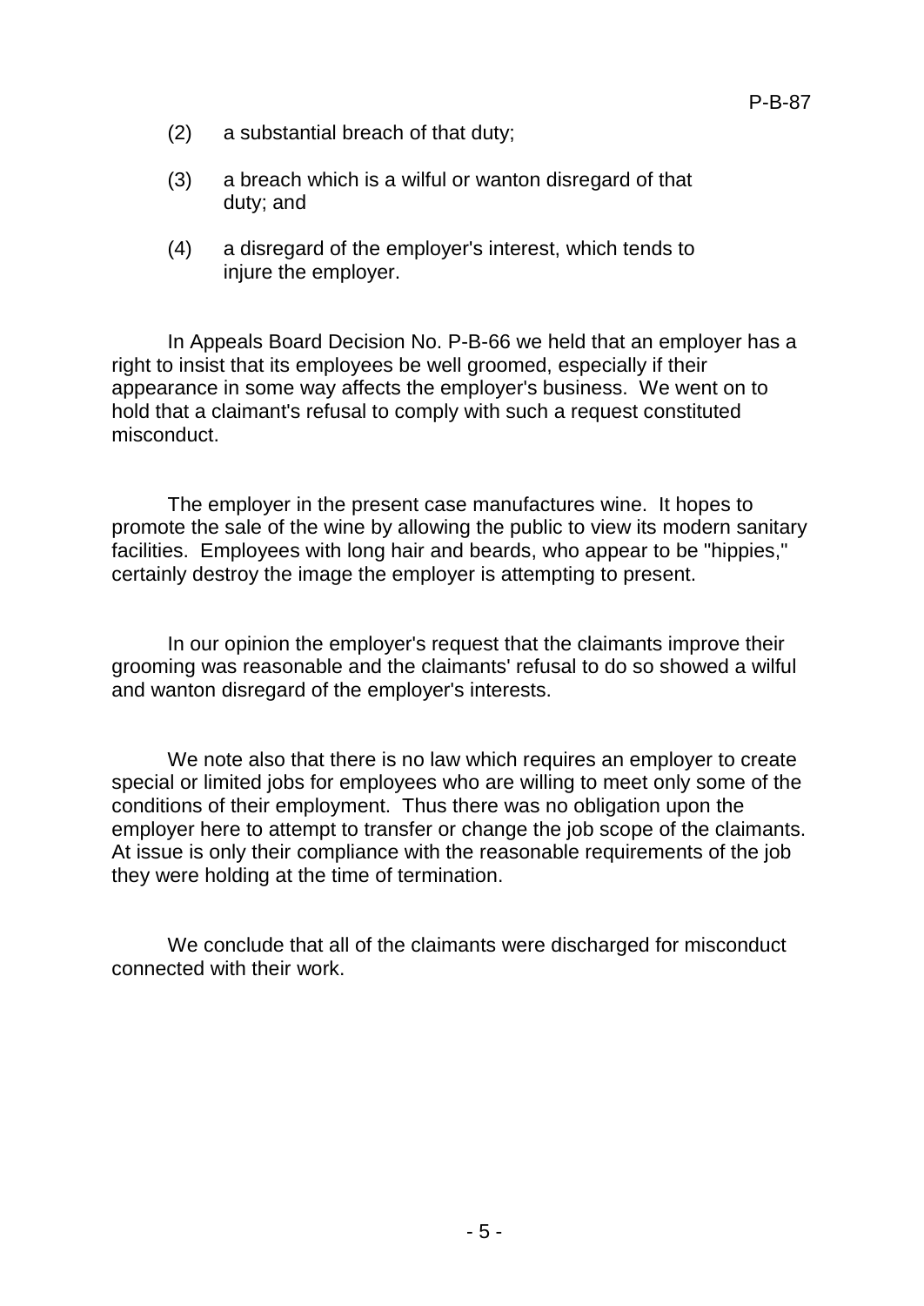(2) a substantial breach of that duty;

(3) a breach which is a wilful or wanton disregard of that duty; and

(4) a disregard of the employer's interest, which tends to injure the employer.

In Appeals Board Decision No. P-B-66 we held that an employer has a right to insist that its employees be well groomed, especially if their appearance in some way affects the employer's business. We went on to hold that a claimant's refusal to comply with such a request constituted misconduct.

The employer in the present case manufactures wine. It hopes to promote the sale of the wine by allowing the public to view its modern sanitary facilities. Employees with long hair and beards, who appear to be "hippies," certainly destroy the image the employer is attempting to present.

In our opinion the employer's request that the claimants improve their grooming was reasonable and the claimants' refusal to do so showed a wilful and wanton disregard of the employer's interests.

We note also that there is no law which requires an employer to create special or limited jobs for employees who are willing to meet only some of the conditions of their employment. Thus there was no obligation upon the employer here to attempt to transfer or change the job scope of the claimants. At issue is only their compliance with the reasonable requirements of the job they were holding at the time of termination.

We conclude that all of the claimants were discharged for misconduct connected with their work.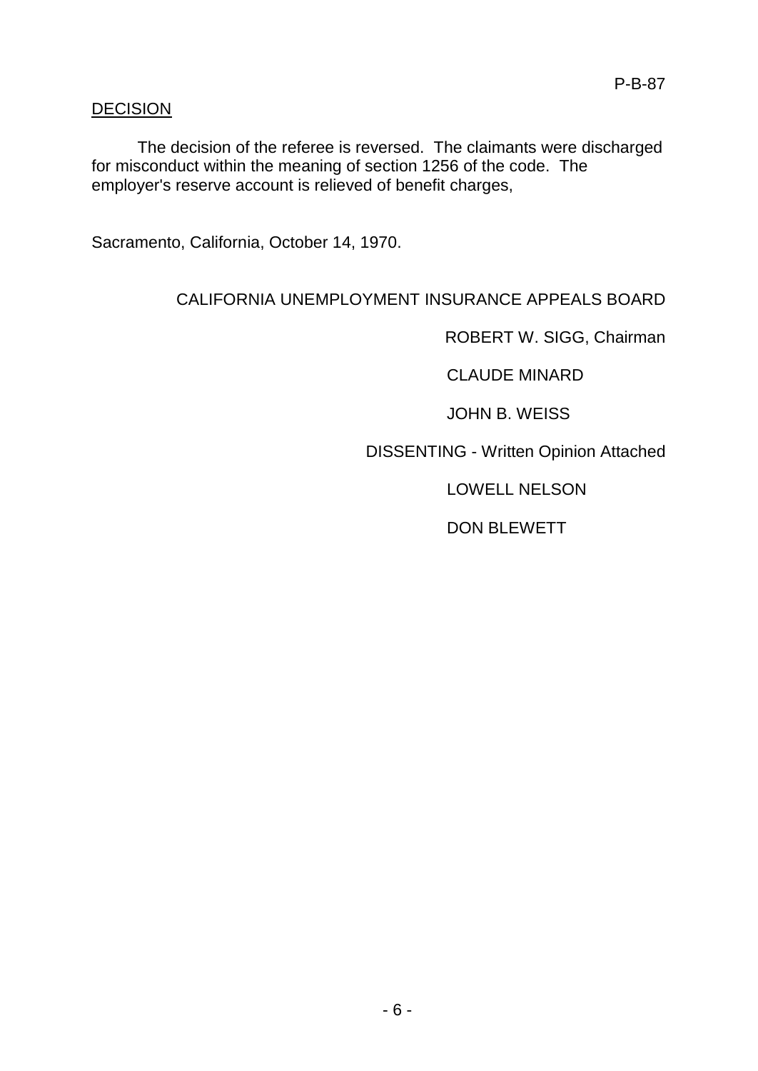P-B-87

DECISION

The decision of the referee is reversed. The claimants were discharged for misconduct within the meaning of section 1256 of the code. The employer's reserve account is relieved of benefit charges,

Sacramento, California, October 14, 1970.

CALIFORNIA UNEMPLOYMENT INSURANCE APPEALS BOARD

ROBERT W. SIGG, Chairman

CLAUDE MINARD

JOHN B. WEISS

DISSENTING - Written Opinion Attached

LOWELL NELSON

DON BLEWETT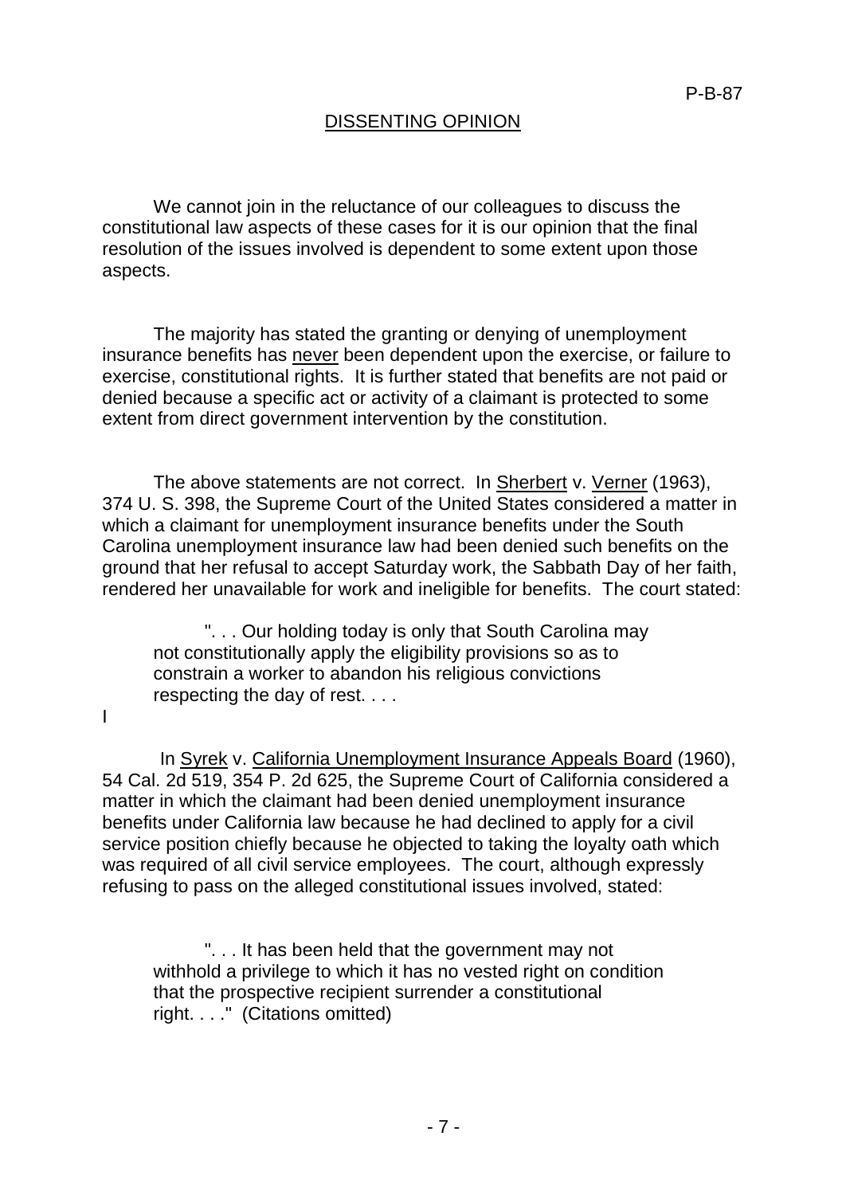P-B-87

## DISSENTING OPINION

We cannot join in the reluctance of our colleagues to discuss the constitutional law aspects of these cases for it is our opinion that the final resolution of the issues involved is dependent to some extent upon those aspects.

The majority has stated the granting or denying of unemployment insurance benefits has never been dependent upon the exercise, or failure to exercise, constitutional rights. It is further stated that benefits are not paid or denied because a specific act or activity of a claimant is protected to some extent from direct government intervention by the constitution.

The above statements are not correct. In Sherbert v. Verner (1963), 374 U. S. 398, the Supreme Court of the United States considered a matter in which a claimant for unemployment insurance benefits under the South Carolina unemployment insurance law had been denied such benefits on the ground that her refusal to accept Saturday work, the Sabbath Day of her faith, rendered her unavailable for work and ineligible for benefits. The court stated:

> ". . . Our holding today is only that South Carolina may not constitutionally apply the eligibility provisions so as to constrain a worker to abandon his religious convictions respecting the day of rest. . . .

I

In Syrek v. California Unemployment Insurance Appeals Board (1960), 54 Cal. 2d 519, 354 P. 2d 625, the Supreme Court of California considered a matter in which the claimant had been denied unemployment insurance benefits under California law because he had declined to apply for a civil service position chiefly because he objected to taking the loyalty oath which was required of all civil service employees. The court, although expressly refusing to pass on the alleged constitutional issues involved, stated:

> ". . . It has been held that the government may not withhold a privilege to which it has no vested right on condition that the prospective recipient surrender a constitutional right. . . ." (Citations omitted)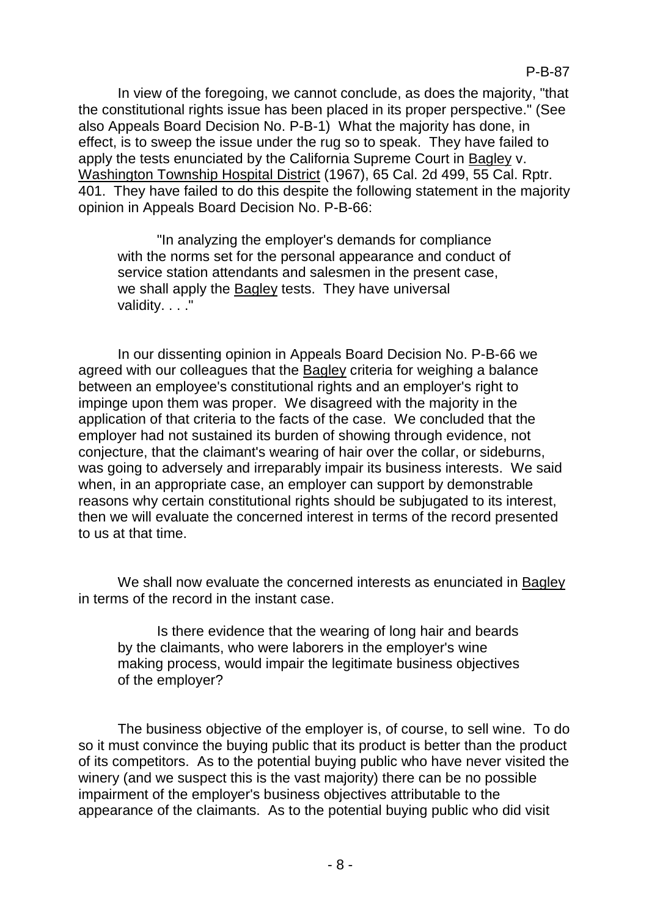In view of the foregoing, we cannot conclude, as does the majority, "that the constitutional rights issue has been placed in its proper perspective." (See also Appeals Board Decision No. P-B-1) What the majority has done, in effect, is to sweep the issue under the rug so to speak. They have failed to apply the tests enunciated by the California Supreme Court in Bagley v. Washington Township Hospital District (1967), 65 Cal. 2d 499, 55 Cal. Rptr. 401. They have failed to do this despite the following statement in the majority opinion in Appeals Board Decision No. P-B-66:

> "In analyzing the employer's demands for compliance with the norms set for the personal appearance and conduct of service station attendants and salesmen in the present case, we shall apply the Bagley tests. They have universal validity. . . ."

In our dissenting opinion in Appeals Board Decision No. P-B-66 we agreed with our colleagues that the Bagley criteria for weighing a balance between an employee's constitutional rights and an employer's right to impinge upon them was proper. We disagreed with the majority in the application of that criteria to the facts of the case. We concluded that the employer had not sustained its burden of showing through evidence, not conjecture, that the claimant's wearing of hair over the collar, or sideburns, was going to adversely and irreparably impair its business interests. We said when, in an appropriate case, an employer can support by demonstrable reasons why certain constitutional rights should be subjugated to its interest, then we will evaluate the concerned interest in terms of the record presented to us at that time.

We shall now evaluate the concerned interests as enunciated in Bagley in terms of the record in the instant case.

> Is there evidence that the wearing of long hair and beards by the claimants, who were laborers in the employer's wine making process, would impair the legitimate business objectives of the employer?

The business objective of the employer is, of course, to sell wine. To do so it must convince the buying public that its product is better than the product of its competitors. As to the potential buying public who have never visited the winery (and we suspect this is the vast majority) there can be no possible impairment of the employer's business objectives attributable to the appearance of the claimants. As to the potential buying public who did visit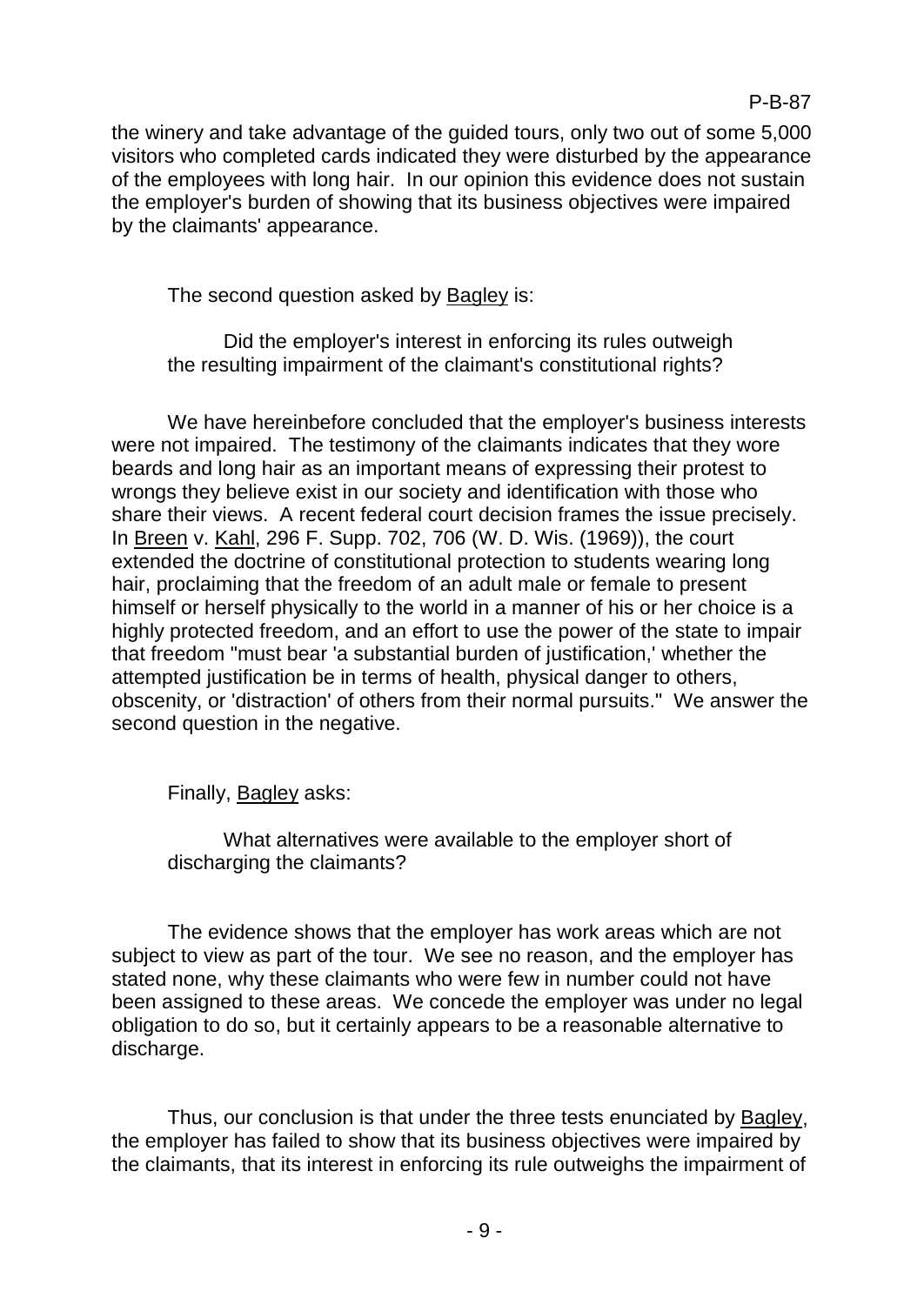the winery and take advantage of the guided tours, only two out of some 5,000 visitors who completed cards indicated they were disturbed by the appearance of the employees with long hair. In our opinion this evidence does not sustain the employer's burden of showing that its business objectives were impaired by the claimants' appearance.

The second question asked by Bagley is:

> Did the employer's interest in enforcing its rules outweigh the resulting impairment of the claimant's constitutional rights?

We have hereinbefore concluded that the employer's business interests were not impaired. The testimony of the claimants indicates that they wore beards and long hair as an important means of expressing their protest to wrongs they believe exist in our society and identification with those who share their views. A recent federal court decision frames the issue precisely. In Breen v. Kahl, 296 F. Supp. 702, 706 (W. D. Wis. (1969)), the court extended the doctrine of constitutional protection to students wearing long hair, proclaiming that the freedom of an adult male or female to present himself or herself physically to the world in a manner of his or her choice is a highly protected freedom, and an effort to use the power of the state to impair that freedom "must bear 'a substantial burden of justification,' whether the attempted justification be in terms of health, physical danger to others, obscenity, or 'distraction' of others from their normal pursuits." We answer the second question in the negative.

Finally, Bagley asks:

> What alternatives were available to the employer short of discharging the claimants?

The evidence shows that the employer has work areas which are not subject to view as part of the tour. We see no reason, and the employer has stated none, why these claimants who were few in number could not have been assigned to these areas. We concede the employer was under no legal obligation to do so, but it certainly appears to be a reasonable alternative to discharge.

Thus, our conclusion is that under the three tests enunciated by Bagley, the employer has failed to show that its business objectives were impaired by the claimants, that its interest in enforcing its rule outweighs the impairment of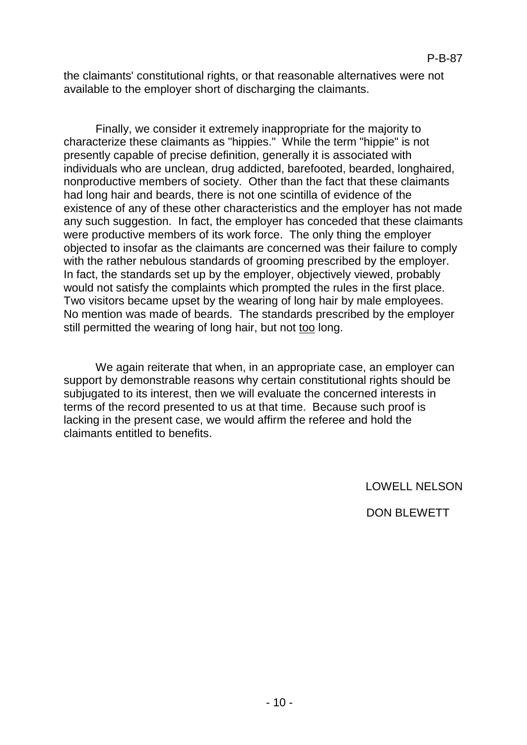the claimants' constitutional rights, or that reasonable alternatives were not available to the employer short of discharging the claimants.

Finally, we consider it extremely inappropriate for the majority to characterize these claimants as "hippies." While the term "hippie" is not presently capable of precise definition, generally it is associated with individuals who are unclean, drug addicted, barefooted, bearded, longhaired, nonproductive members of society. Other than the fact that these claimants had long hair and beards, there is not one scintilla of evidence of the existence of any of these other characteristics and the employer has not made any such suggestion. In fact, the employer has conceded that these claimants were productive members of its work force. The only thing the employer objected to insofar as the claimants are concerned was their failure to comply with the rather nebulous standards of grooming prescribed by the employer. In fact, the standards set up by the employer, objectively viewed, probably would not satisfy the complaints which prompted the rules in the first place. Two visitors became upset by the wearing of long hair by male employees. No mention was made of beards. The standards prescribed by the employer still permitted the wearing of long hair, but not <u>too</u> long.

We again reiterate that when, in an appropriate case, an employer can support by demonstrable reasons why certain constitutional rights should be subjugated to its interest, then we will evaluate the concerned interests in terms of the record presented to us at that time. Because such proof is lacking in the present case, we would affirm the referee and hold the claimants entitled to benefits.

LOWELL NELSON

DON BLEWETT